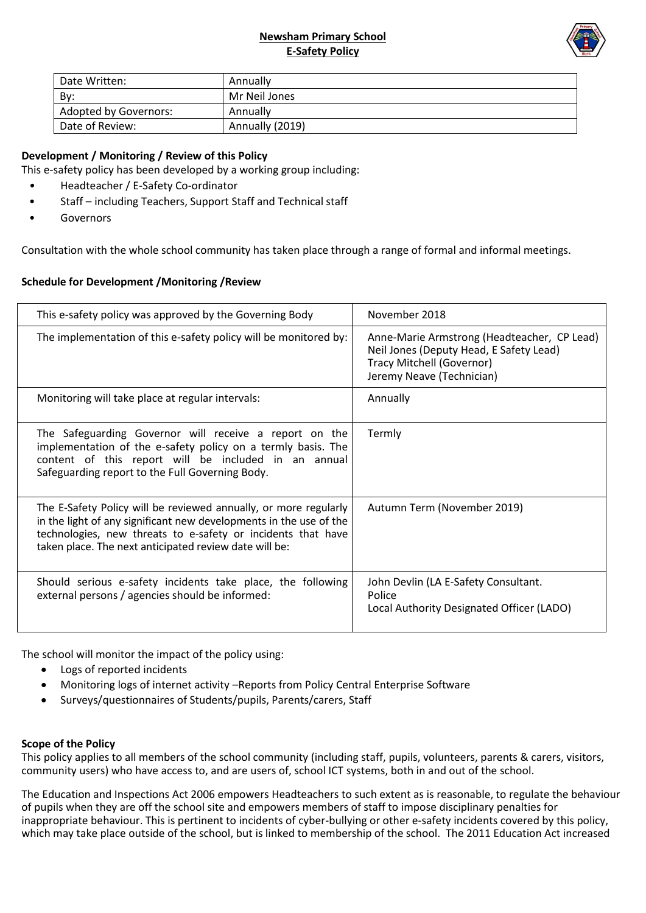**Newsham Primary School**
**E-Safety Policy**

| Date Written: | Annually |
|---|---|
| By: | Mr Neil Jones |
| Adopted by Governors: | Annually |
| Date of Review: | Annually (2019) |

**Development / Monitoring / Review of this Policy**

This e-safety policy has been developed by a working group including:

- Headteacher / E-Safety Co-ordinator
- Staff – including Teachers, Support Staff and Technical staff
- Governors

Consultation with the whole school community has taken place through a range of formal and informal meetings.

**Schedule for Development /Monitoring /Review**

| | |
|---|---|
| This e-safety policy was approved by the Governing Body | November 2018 |
| The implementation of this e-safety policy will be monitored by: | Anne-Marie Armstrong (Headteacher, CP Lead)<br>Neil Jones (Deputy Head, E Safety Lead)<br>Tracy Mitchell (Governor)<br>Jeremy Neave (Technician) |
| Monitoring will take place at regular intervals: | Annually |
| The Safeguarding Governor will receive a report on the implementation of the e-safety policy on a termly basis. The content of this report will be included in an annual Safeguarding report to the Full Governing Body. | Termly |
| The E-Safety Policy will be reviewed annually, or more regularly in the light of any significant new developments in the use of the technologies, new threats to e-safety or incidents that have taken place. The next anticipated review date will be: | Autumn Term (November 2019) |
| Should serious e-safety incidents take place, the following external persons / agencies should be informed: | John Devlin (LA E-Safety Consultant.<br>Police<br>Local Authority Designated Officer (LADO) |

The school will monitor the impact of the policy using:

- Logs of reported incidents
- Monitoring logs of internet activity –Reports from Policy Central Enterprise Software
- Surveys/questionnaires of Students/pupils, Parents/carers, Staff

**Scope of the Policy**

This policy applies to all members of the school community (including staff, pupils, volunteers, parents & carers, visitors, community users) who have access to, and are users of, school ICT systems, both in and out of the school.

The Education and Inspections Act 2006 empowers Headteachers to such extent as is reasonable, to regulate the behaviour of pupils when they are off the school site and empowers members of staff to impose disciplinary penalties for inappropriate behaviour. This is pertinent to incidents of cyber-bullying or other e-safety incidents covered by this policy, which may take place outside of the school, but is linked to membership of the school. The 2011 Education Act increased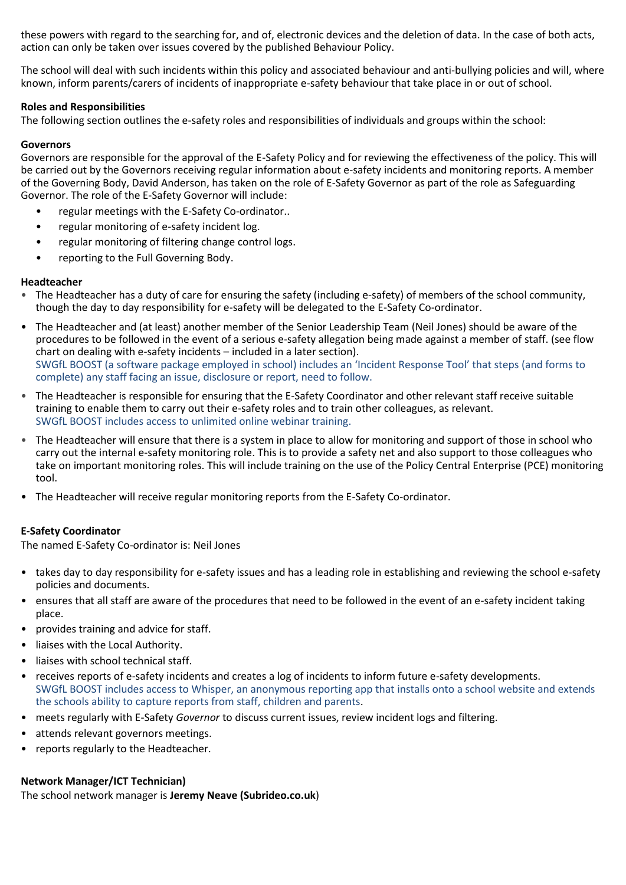these powers with regard to the searching for, and of, electronic devices and the deletion of data. In the case of both acts, action can only be taken over issues covered by the published Behaviour Policy.

The school will deal with such incidents within this policy and associated behaviour and anti-bullying policies and will, where known, inform parents/carers of incidents of inappropriate e-safety behaviour that take place in or out of school.

**Roles and Responsibilities**

The following section outlines the e-safety roles and responsibilities of individuals and groups within the school:

**Governors**

Governors are responsible for the approval of the E-Safety Policy and for reviewing the effectiveness of the policy. This will be carried out by the Governors receiving regular information about e-safety incidents and monitoring reports. A member of the Governing Body, David Anderson, has taken on the role of E-Safety Governor as part of the role as Safeguarding Governor. The role of the E-Safety Governor will include:

- regular meetings with the E-Safety Co-ordinator..
- regular monitoring of e-safety incident log.
- regular monitoring of filtering change control logs.
- reporting to the Full Governing Body.

**Headteacher**

- The Headteacher has a duty of care for ensuring the safety (including e-safety) of members of the school community, though the day to day responsibility for e-safety will be delegated to the E-Safety Co-ordinator.
- The Headteacher and (at least) another member of the Senior Leadership Team (Neil Jones) should be aware of the procedures to be followed in the event of a serious e-safety allegation being made against a member of staff. (see flow chart on dealing with e-safety incidents – included in a later section).
  SWGfL BOOST (a software package employed in school) includes an 'Incident Response Tool' that steps (and forms to complete) any staff facing an issue, disclosure or report, need to follow.
- The Headteacher is responsible for ensuring that the E-Safety Coordinator and other relevant staff receive suitable training to enable them to carry out their e-safety roles and to train other colleagues, as relevant.
  SWGfL BOOST includes access to unlimited online webinar training.
- The Headteacher will ensure that there is a system in place to allow for monitoring and support of those in school who carry out the internal e-safety monitoring role. This is to provide a safety net and also support to those colleagues who take on important monitoring roles. This will include training on the use of the Policy Central Enterprise (PCE) monitoring tool.
- The Headteacher will receive regular monitoring reports from the E-Safety Co-ordinator.

**E-Safety Coordinator**

The named E-Safety Co-ordinator is: Neil Jones

- takes day to day responsibility for e-safety issues and has a leading role in establishing and reviewing the school e-safety policies and documents.
- ensures that all staff are aware of the procedures that need to be followed in the event of an e-safety incident taking place.
- provides training and advice for staff.
- liaises with the Local Authority.
- liaises with school technical staff.
- receives reports of e-safety incidents and creates a log of incidents to inform future e-safety developments.
  SWGfL BOOST includes access to Whisper, an anonymous reporting app that installs onto a school website and extends the schools ability to capture reports from staff, children and parents.
- meets regularly with E-Safety *Governor* to discuss current issues, review incident logs and filtering.
- attends relevant governors meetings.
- reports regularly to the Headteacher.

**Network Manager/ICT Technician)**

The school network manager is **Jeremy Neave (Subrideo.co.uk**)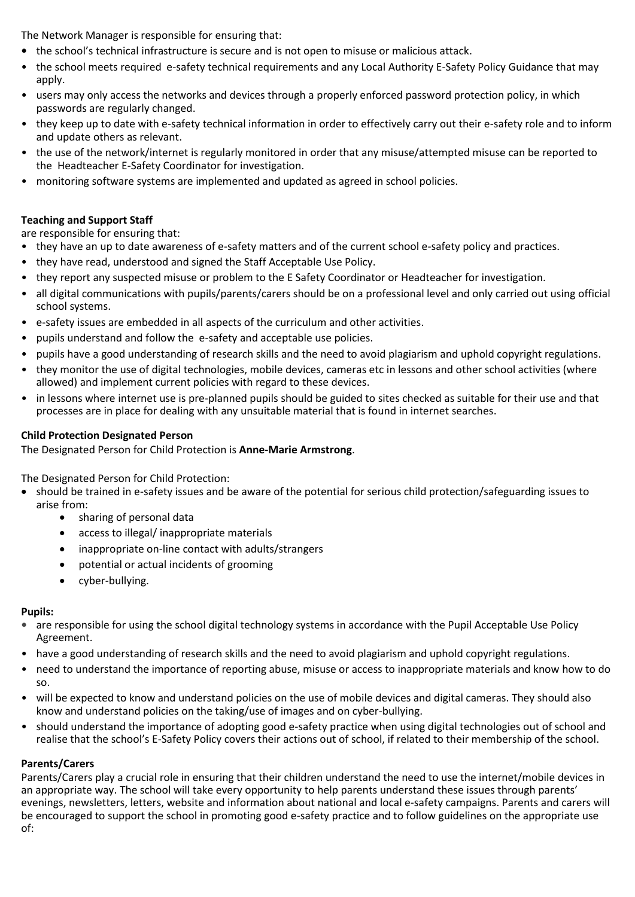The Network Manager is responsible for ensuring that:

- the school's technical infrastructure is secure and is not open to misuse or malicious attack.
- the school meets required e-safety technical requirements and any Local Authority E-Safety Policy Guidance that may apply.
- users may only access the networks and devices through a properly enforced password protection policy, in which passwords are regularly changed.
- they keep up to date with e-safety technical information in order to effectively carry out their e-safety role and to inform and update others as relevant.
- the use of the network/internet is regularly monitored in order that any misuse/attempted misuse can be reported to the Headteacher E-Safety Coordinator for investigation.
- monitoring software systems are implemented and updated as agreed in school policies.

**Teaching and Support Staff**

are responsible for ensuring that:

- they have an up to date awareness of e-safety matters and of the current school e-safety policy and practices.
- they have read, understood and signed the Staff Acceptable Use Policy.
- they report any suspected misuse or problem to the E Safety Coordinator or Headteacher for investigation.
- all digital communications with pupils/parents/carers should be on a professional level and only carried out using official school systems.
- e-safety issues are embedded in all aspects of the curriculum and other activities.
- pupils understand and follow the e-safety and acceptable use policies.
- pupils have a good understanding of research skills and the need to avoid plagiarism and uphold copyright regulations.
- they monitor the use of digital technologies, mobile devices, cameras etc in lessons and other school activities (where allowed) and implement current policies with regard to these devices.
- in lessons where internet use is pre-planned pupils should be guided to sites checked as suitable for their use and that processes are in place for dealing with any unsuitable material that is found in internet searches.

**Child Protection Designated Person**

The Designated Person for Child Protection is **Anne-Marie Armstrong**.

The Designated Person for Child Protection:

- should be trained in e-safety issues and be aware of the potential for serious child protection/safeguarding issues to arise from:
  - sharing of personal data
  - access to illegal/ inappropriate materials
  - inappropriate on-line contact with adults/strangers
  - potential or actual incidents of grooming
  - cyber-bullying.

**Pupils:**

- are responsible for using the school digital technology systems in accordance with the Pupil Acceptable Use Policy Agreement.
- have a good understanding of research skills and the need to avoid plagiarism and uphold copyright regulations.
- need to understand the importance of reporting abuse, misuse or access to inappropriate materials and know how to do so.
- will be expected to know and understand policies on the use of mobile devices and digital cameras. They should also know and understand policies on the taking/use of images and on cyber-bullying.
- should understand the importance of adopting good e-safety practice when using digital technologies out of school and realise that the school's E-Safety Policy covers their actions out of school, if related to their membership of the school.

**Parents/Carers**

Parents/Carers play a crucial role in ensuring that their children understand the need to use the internet/mobile devices in an appropriate way. The school will take every opportunity to help parents understand these issues through parents' evenings, newsletters, letters, website and information about national and local e-safety campaigns. Parents and carers will be encouraged to support the school in promoting good e-safety practice and to follow guidelines on the appropriate use of: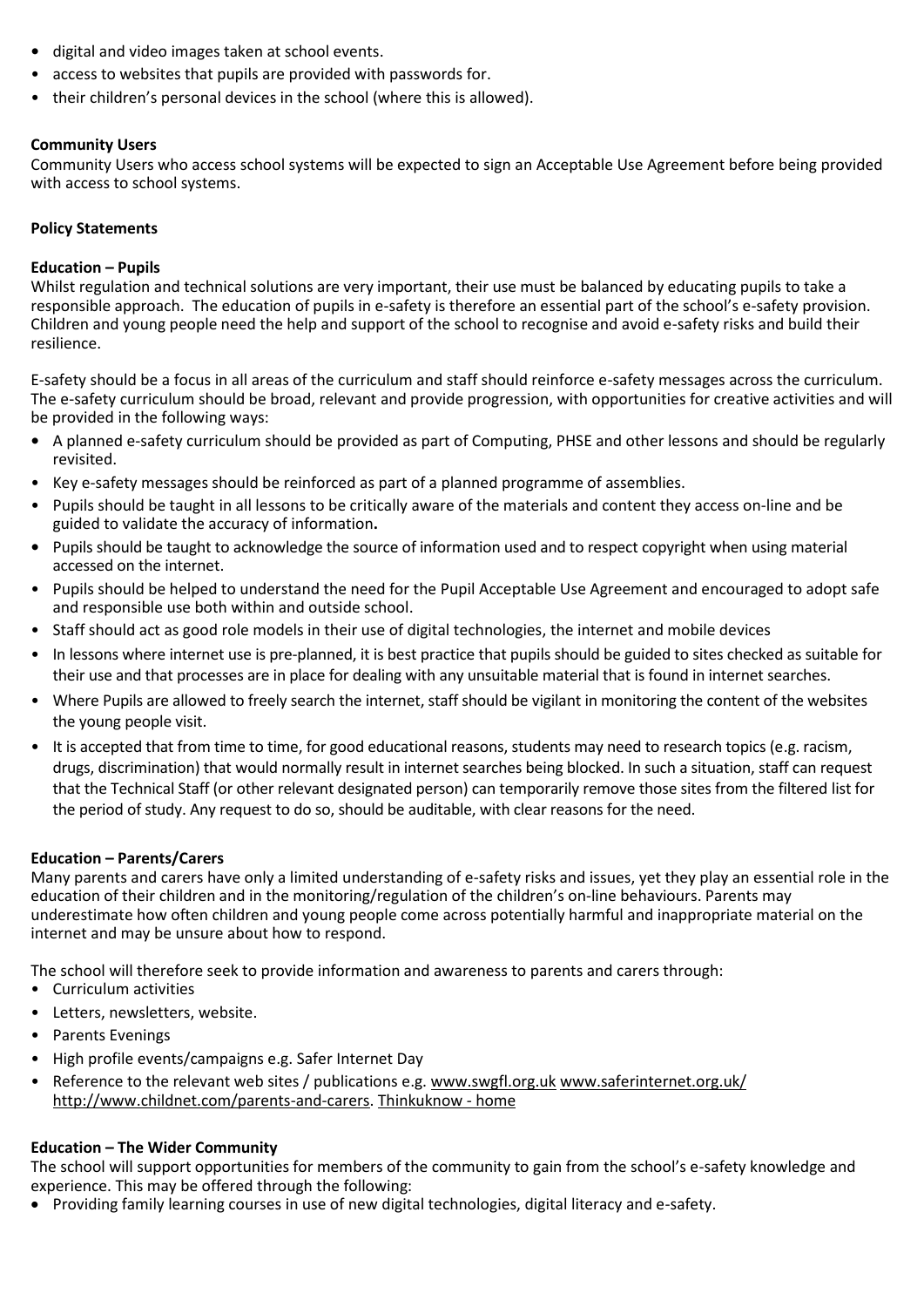- digital and video images taken at school events.
- access to websites that pupils are provided with passwords for.
- their children's personal devices in the school (where this is allowed).

**Community Users**

Community Users who access school systems will be expected to sign an Acceptable Use Agreement before being provided with access to school systems.

**Policy Statements**

**Education – Pupils**

Whilst regulation and technical solutions are very important, their use must be balanced by educating pupils to take a responsible approach. The education of pupils in e-safety is therefore an essential part of the school's e-safety provision. Children and young people need the help and support of the school to recognise and avoid e-safety risks and build their resilience.

E-safety should be a focus in all areas of the curriculum and staff should reinforce e-safety messages across the curriculum. The e-safety curriculum should be broad, relevant and provide progression, with opportunities for creative activities and will be provided in the following ways:

- A planned e-safety curriculum should be provided as part of Computing, PHSE and other lessons and should be regularly revisited.
- Key e-safety messages should be reinforced as part of a planned programme of assemblies.
- Pupils should be taught in all lessons to be critically aware of the materials and content they access on-line and be guided to validate the accuracy of information**.**
- Pupils should be taught to acknowledge the source of information used and to respect copyright when using material accessed on the internet.
- Pupils should be helped to understand the need for the Pupil Acceptable Use Agreement and encouraged to adopt safe and responsible use both within and outside school.
- Staff should act as good role models in their use of digital technologies, the internet and mobile devices
- In lessons where internet use is pre-planned, it is best practice that pupils should be guided to sites checked as suitable for their use and that processes are in place for dealing with any unsuitable material that is found in internet searches.
- Where Pupils are allowed to freely search the internet, staff should be vigilant in monitoring the content of the websites the young people visit.
- It is accepted that from time to time, for good educational reasons, students may need to research topics (e.g. racism, drugs, discrimination) that would normally result in internet searches being blocked. In such a situation, staff can request that the Technical Staff (or other relevant designated person) can temporarily remove those sites from the filtered list for the period of study. Any request to do so, should be auditable, with clear reasons for the need.

**Education – Parents/Carers**

Many parents and carers have only a limited understanding of e-safety risks and issues, yet they play an essential role in the education of their children and in the monitoring/regulation of the children's on-line behaviours. Parents may underestimate how often children and young people come across potentially harmful and inappropriate material on the internet and may be unsure about how to respond.

The school will therefore seek to provide information and awareness to parents and carers through:

- Curriculum activities
- Letters, newsletters, website.
- Parents Evenings
- High profile events/campaigns e.g. Safer Internet Day
- Reference to the relevant web sites / publications e.g. www.swgfl.org.uk www.saferinternet.org.uk/ http://www.childnet.com/parents-and-carers. Thinkuknow - home

**Education – The Wider Community**

The school will support opportunities for members of the community to gain from the school's e-safety knowledge and experience. This may be offered through the following:

- Providing family learning courses in use of new digital technologies, digital literacy and e-safety.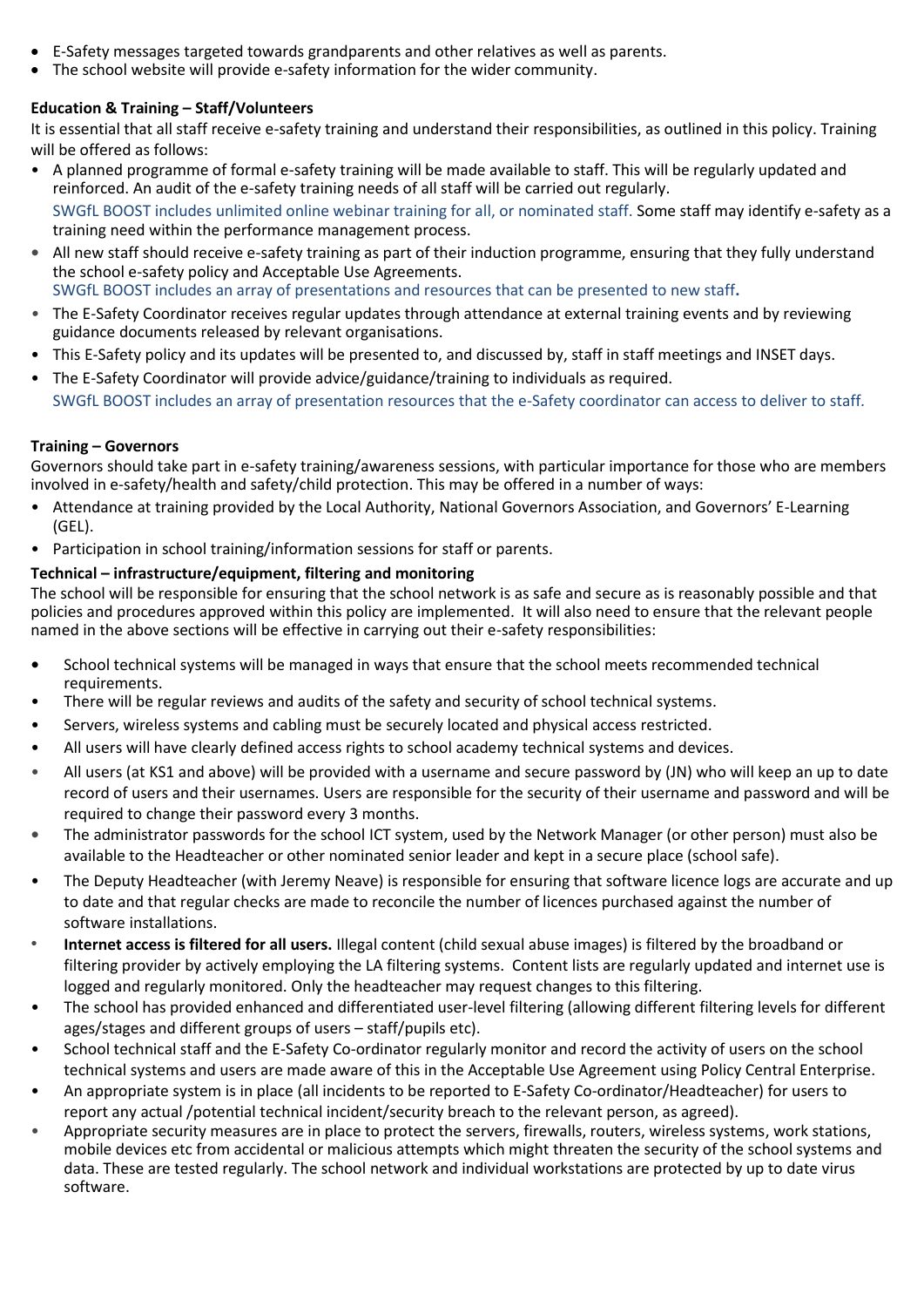- E-Safety messages targeted towards grandparents and other relatives as well as parents.
- The school website will provide e-safety information for the wider community.

**Education & Training – Staff/Volunteers**

It is essential that all staff receive e-safety training and understand their responsibilities, as outlined in this policy. Training will be offered as follows:

- A planned programme of formal e-safety training will be made available to staff. This will be regularly updated and reinforced. An audit of the e-safety training needs of all staff will be carried out regularly.
  SWGfL BOOST includes unlimited online webinar training for all, or nominated staff. Some staff may identify e-safety as a training need within the performance management process.
- All new staff should receive e-safety training as part of their induction programme, ensuring that they fully understand the school e-safety policy and Acceptable Use Agreements.
  SWGfL BOOST includes an array of presentations and resources that can be presented to new staff**.**
- The E-Safety Coordinator receives regular updates through attendance at external training events and by reviewing guidance documents released by relevant organisations.
- This E-Safety policy and its updates will be presented to, and discussed by, staff in staff meetings and INSET days.
- The E-Safety Coordinator will provide advice/guidance/training to individuals as required.
  SWGfL BOOST includes an array of presentation resources that the e-Safety coordinator can access to deliver to staff.

**Training – Governors**

Governors should take part in e-safety training/awareness sessions, with particular importance for those who are members involved in e-safety/health and safety/child protection. This may be offered in a number of ways:

- Attendance at training provided by the Local Authority, National Governors Association, and Governors' E-Learning (GEL).
- Participation in school training/information sessions for staff or parents.

**Technical – infrastructure/equipment, filtering and monitoring**

The school will be responsible for ensuring that the school network is as safe and secure as is reasonably possible and that policies and procedures approved within this policy are implemented. It will also need to ensure that the relevant people named in the above sections will be effective in carrying out their e-safety responsibilities:

- School technical systems will be managed in ways that ensure that the school meets recommended technical requirements.
- There will be regular reviews and audits of the safety and security of school technical systems.
- Servers, wireless systems and cabling must be securely located and physical access restricted.
- All users will have clearly defined access rights to school academy technical systems and devices.
- All users (at KS1 and above) will be provided with a username and secure password by (JN) who will keep an up to date record of users and their usernames. Users are responsible for the security of their username and password and will be required to change their password every 3 months.
- The administrator passwords for the school ICT system, used by the Network Manager (or other person) must also be available to the Headteacher or other nominated senior leader and kept in a secure place (school safe).
- The Deputy Headteacher (with Jeremy Neave) is responsible for ensuring that software licence logs are accurate and up to date and that regular checks are made to reconcile the number of licences purchased against the number of software installations.
- **Internet access is filtered for all users.** Illegal content (child sexual abuse images) is filtered by the broadband or filtering provider by actively employing the LA filtering systems. Content lists are regularly updated and internet use is logged and regularly monitored. Only the headteacher may request changes to this filtering.
- The school has provided enhanced and differentiated user-level filtering (allowing different filtering levels for different ages/stages and different groups of users – staff/pupils etc).
- School technical staff and the E-Safety Co-ordinator regularly monitor and record the activity of users on the school technical systems and users are made aware of this in the Acceptable Use Agreement using Policy Central Enterprise.
- An appropriate system is in place (all incidents to be reported to E-Safety Co-ordinator/Headteacher) for users to report any actual /potential technical incident/security breach to the relevant person, as agreed).
- Appropriate security measures are in place to protect the servers, firewalls, routers, wireless systems, work stations, mobile devices etc from accidental or malicious attempts which might threaten the security of the school systems and data. These are tested regularly. The school network and individual workstations are protected by up to date virus software.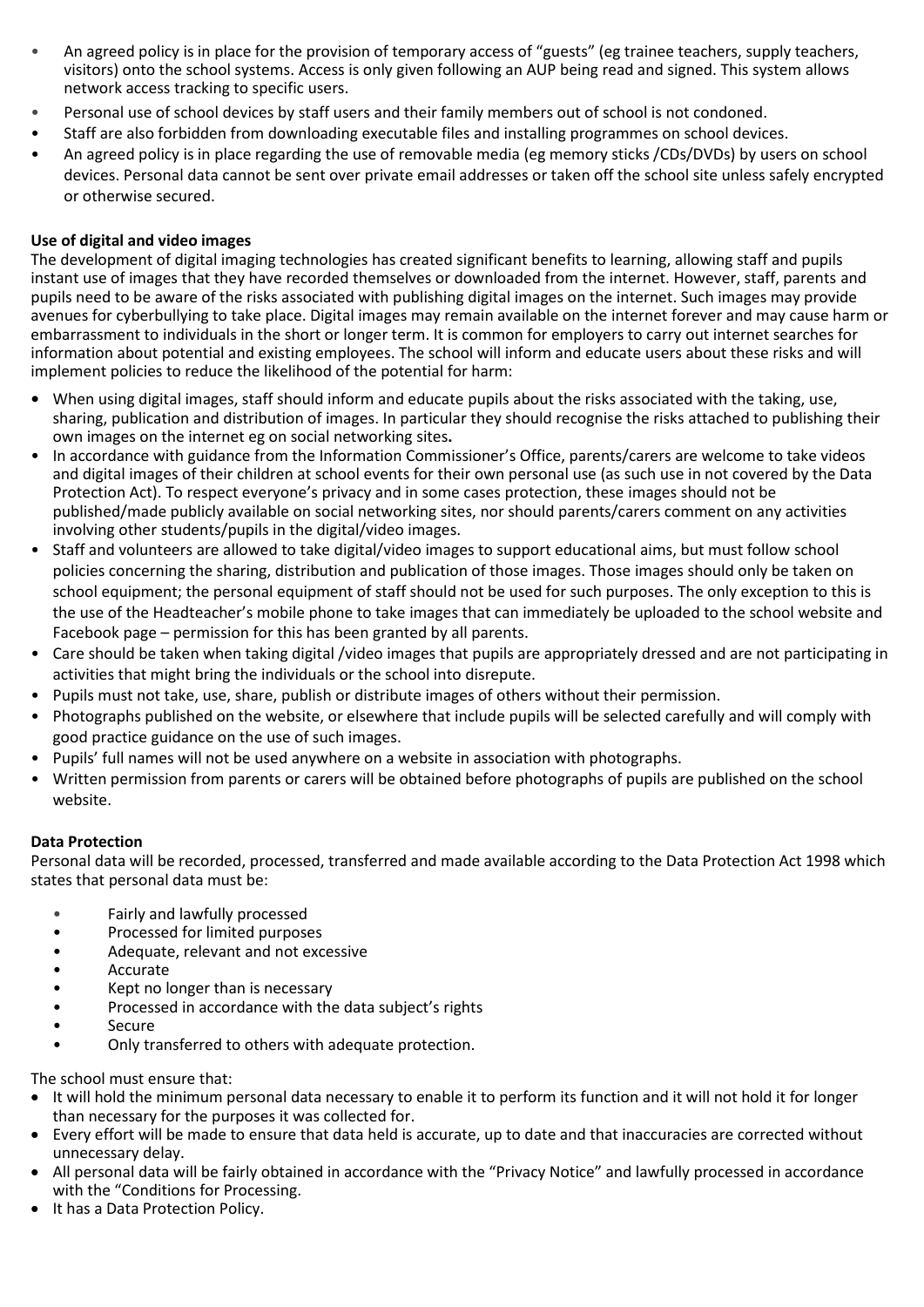- An agreed policy is in place for the provision of temporary access of "guests" (eg trainee teachers, supply teachers, visitors) onto the school systems. Access is only given following an AUP being read and signed. This system allows network access tracking to specific users.
- Personal use of school devices by staff users and their family members out of school is not condoned.
- Staff are also forbidden from downloading executable files and installing programmes on school devices.
- An agreed policy is in place regarding the use of removable media (eg memory sticks /CDs/DVDs) by users on school devices. Personal data cannot be sent over private email addresses or taken off the school site unless safely encrypted or otherwise secured.

**Use of digital and video images**

The development of digital imaging technologies has created significant benefits to learning, allowing staff and pupils instant use of images that they have recorded themselves or downloaded from the internet. However, staff, parents and pupils need to be aware of the risks associated with publishing digital images on the internet. Such images may provide avenues for cyberbullying to take place. Digital images may remain available on the internet forever and may cause harm or embarrassment to individuals in the short or longer term. It is common for employers to carry out internet searches for information about potential and existing employees. The school will inform and educate users about these risks and will implement policies to reduce the likelihood of the potential for harm:

- When using digital images, staff should inform and educate pupils about the risks associated with the taking, use, sharing, publication and distribution of images. In particular they should recognise the risks attached to publishing their own images on the internet eg on social networking sites**.**
- In accordance with guidance from the Information Commissioner's Office, parents/carers are welcome to take videos and digital images of their children at school events for their own personal use (as such use in not covered by the Data Protection Act). To respect everyone's privacy and in some cases protection, these images should not be published/made publicly available on social networking sites, nor should parents/carers comment on any activities involving other students/pupils in the digital/video images.
- Staff and volunteers are allowed to take digital/video images to support educational aims, but must follow school policies concerning the sharing, distribution and publication of those images. Those images should only be taken on school equipment; the personal equipment of staff should not be used for such purposes. The only exception to this is the use of the Headteacher's mobile phone to take images that can immediately be uploaded to the school website and Facebook page – permission for this has been granted by all parents.
- Care should be taken when taking digital /video images that pupils are appropriately dressed and are not participating in activities that might bring the individuals or the school into disrepute.
- Pupils must not take, use, share, publish or distribute images of others without their permission.
- Photographs published on the website, or elsewhere that include pupils will be selected carefully and will comply with good practice guidance on the use of such images.
- Pupils' full names will not be used anywhere on a website in association with photographs.
- Written permission from parents or carers will be obtained before photographs of pupils are published on the school website.

**Data Protection**

Personal data will be recorded, processed, transferred and made available according to the Data Protection Act 1998 which states that personal data must be:

- Fairly and lawfully processed
- Processed for limited purposes
- Adequate, relevant and not excessive
- Accurate
- Kept no longer than is necessary
- Processed in accordance with the data subject's rights
- Secure
- Only transferred to others with adequate protection.

The school must ensure that:

- It will hold the minimum personal data necessary to enable it to perform its function and it will not hold it for longer than necessary for the purposes it was collected for.
- Every effort will be made to ensure that data held is accurate, up to date and that inaccuracies are corrected without unnecessary delay.
- All personal data will be fairly obtained in accordance with the "Privacy Notice" and lawfully processed in accordance with the "Conditions for Processing.
- It has a Data Protection Policy.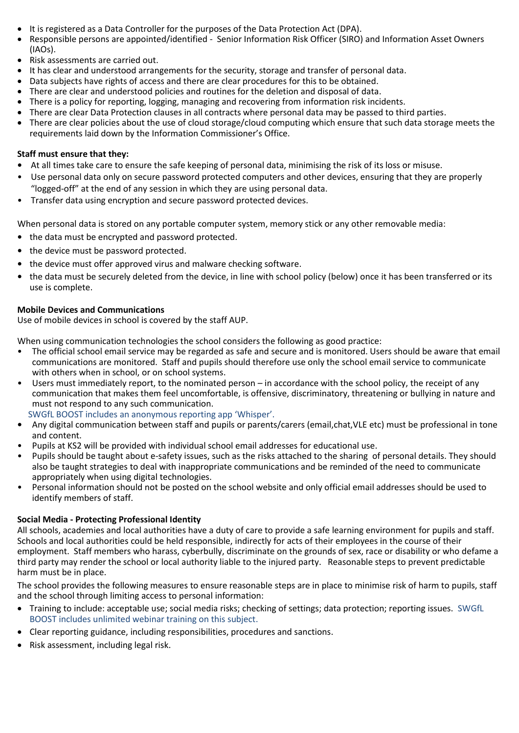- It is registered as a Data Controller for the purposes of the Data Protection Act (DPA).
- Responsible persons are appointed/identified - Senior Information Risk Officer (SIRO) and Information Asset Owners (IAOs).
- Risk assessments are carried out.
- It has clear and understood arrangements for the security, storage and transfer of personal data.
- Data subjects have rights of access and there are clear procedures for this to be obtained.
- There are clear and understood policies and routines for the deletion and disposal of data.
- There is a policy for reporting, logging, managing and recovering from information risk incidents.
- There are clear Data Protection clauses in all contracts where personal data may be passed to third parties.
- There are clear policies about the use of cloud storage/cloud computing which ensure that such data storage meets the requirements laid down by the Information Commissioner's Office.

**Staff must ensure that they:**

- At all times take care to ensure the safe keeping of personal data, minimising the risk of its loss or misuse.
- Use personal data only on secure password protected computers and other devices, ensuring that they are properly "logged-off" at the end of any session in which they are using personal data.
- Transfer data using encryption and secure password protected devices.

When personal data is stored on any portable computer system, memory stick or any other removable media:

- the data must be encrypted and password protected.
- the device must be password protected.
- the device must offer approved virus and malware checking software.
- the data must be securely deleted from the device, in line with school policy (below) once it has been transferred or its use is complete.

**Mobile Devices and Communications**

Use of mobile devices in school is covered by the staff AUP.

When using communication technologies the school considers the following as good practice:

- The official school email service may be regarded as safe and secure and is monitored. Users should be aware that email communications are monitored. Staff and pupils should therefore use only the school email service to communicate with others when in school, or on school systems.
- Users must immediately report, to the nominated person – in accordance with the school policy, the receipt of any communication that makes them feel uncomfortable, is offensive, discriminatory, threatening or bullying in nature and must not respond to any such communication.
  SWGfL BOOST includes an anonymous reporting app 'Whisper'.
- Any digital communication between staff and pupils or parents/carers (email,chat,VLE etc) must be professional in tone and content.
- Pupils at KS2 will be provided with individual school email addresses for educational use.
- Pupils should be taught about e-safety issues, such as the risks attached to the sharing of personal details. They should also be taught strategies to deal with inappropriate communications and be reminded of the need to communicate appropriately when using digital technologies.
- Personal information should not be posted on the school website and only official email addresses should be used to identify members of staff.

**Social Media - Protecting Professional Identity**

All schools, academies and local authorities have a duty of care to provide a safe learning environment for pupils and staff. Schools and local authorities could be held responsible, indirectly for acts of their employees in the course of their employment. Staff members who harass, cyberbully, discriminate on the grounds of sex, race or disability or who defame a third party may render the school or local authority liable to the injured party. Reasonable steps to prevent predictable harm must be in place.

The school provides the following measures to ensure reasonable steps are in place to minimise risk of harm to pupils, staff and the school through limiting access to personal information:

- Training to include: acceptable use; social media risks; checking of settings; data protection; reporting issues. SWGfL BOOST includes unlimited webinar training on this subject.
- Clear reporting guidance, including responsibilities, procedures and sanctions.
- Risk assessment, including legal risk.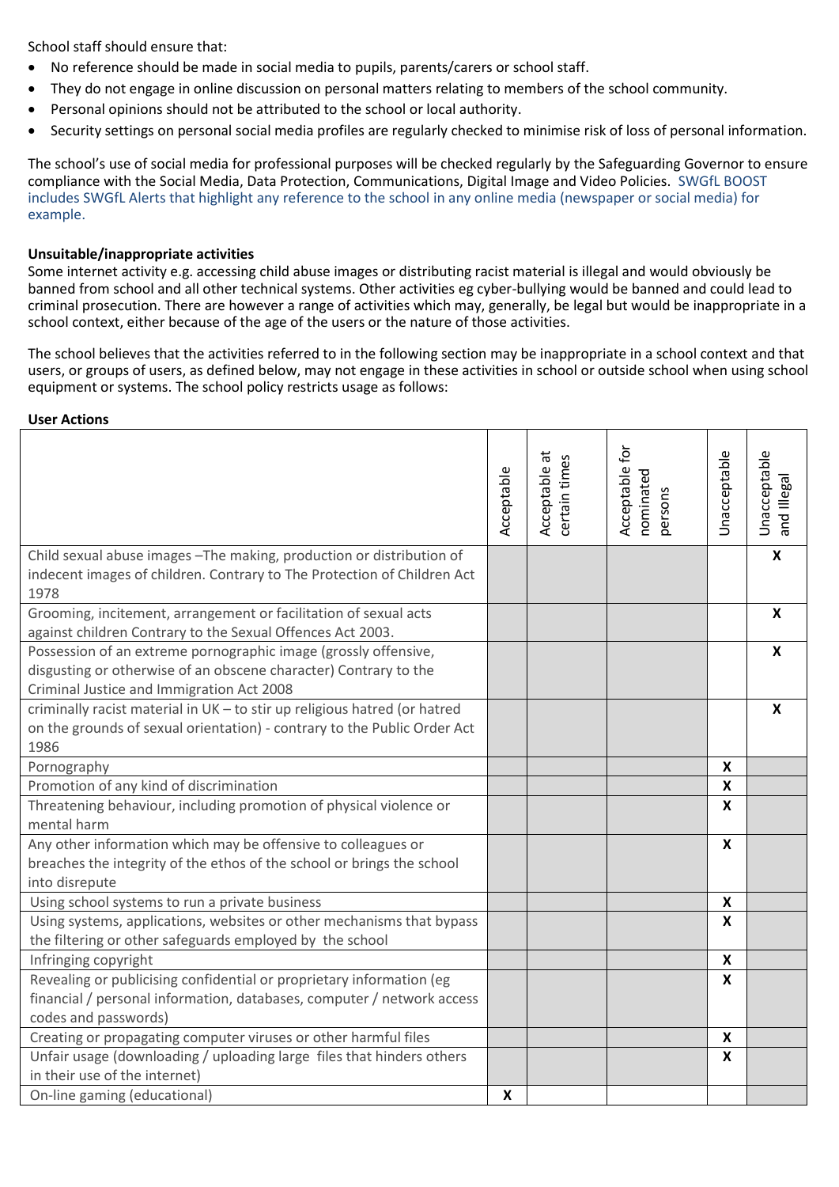School staff should ensure that:

- No reference should be made in social media to pupils, parents/carers or school staff.
- They do not engage in online discussion on personal matters relating to members of the school community.
- Personal opinions should not be attributed to the school or local authority.
- Security settings on personal social media profiles are regularly checked to minimise risk of loss of personal information.

The school's use of social media for professional purposes will be checked regularly by the Safeguarding Governor to ensure compliance with the Social Media, Data Protection, Communications, Digital Image and Video Policies. SWGfL BOOST includes SWGfL Alerts that highlight any reference to the school in any online media (newspaper or social media) for example.

**Unsuitable/inappropriate activities**

Some internet activity e.g. accessing child abuse images or distributing racist material is illegal and would obviously be banned from school and all other technical systems. Other activities eg cyber-bullying would be banned and could lead to criminal prosecution. There are however a range of activities which may, generally, be legal but would be inappropriate in a school context, either because of the age of the users or the nature of those activities.

The school believes that the activities referred to in the following section may be inappropriate in a school context and that users, or groups of users, as defined below, may not engage in these activities in school or outside school when using school equipment or systems. The school policy restricts usage as follows:

**User Actions**

| | Acceptable | Acceptable at certain times | Acceptable for nominated persons | Unacceptable | Unacceptable and Illegal |
|---|---|---|---|---|---|
| Child sexual abuse images –The making, production or distribution of indecent images of children. Contrary to The Protection of Children Act 1978 | | | | | X |
| Grooming, incitement, arrangement or facilitation of sexual acts against children Contrary to the Sexual Offences Act 2003. | | | | | X |
| Possession of an extreme pornographic image (grossly offensive, disgusting or otherwise of an obscene character) Contrary to the Criminal Justice and Immigration Act 2008 | | | | | X |
| criminally racist material in UK – to stir up religious hatred (or hatred on the grounds of sexual orientation) - contrary to the Public Order Act 1986 | | | | | X |
| Pornography | | | | X | |
| Promotion of any kind of discrimination | | | | X | |
| Threatening behaviour, including promotion of physical violence or mental harm | | | | X | |
| Any other information which may be offensive to colleagues or breaches the integrity of the ethos of the school or brings the school into disrepute | | | | X | |
| Using school systems to run a private business | | | | X | |
| Using systems, applications, websites or other mechanisms that bypass the filtering or other safeguards employed by the school | | | | X | |
| Infringing copyright | | | | X | |
| Revealing or publicising confidential or proprietary information (eg financial / personal information, databases, computer / network access codes and passwords) | | | | X | |
| Creating or propagating computer viruses or other harmful files | | | | X | |
| Unfair usage (downloading / uploading large files that hinders others in their use of the internet) | | | | X | |
| On-line gaming (educational) | X | | | | |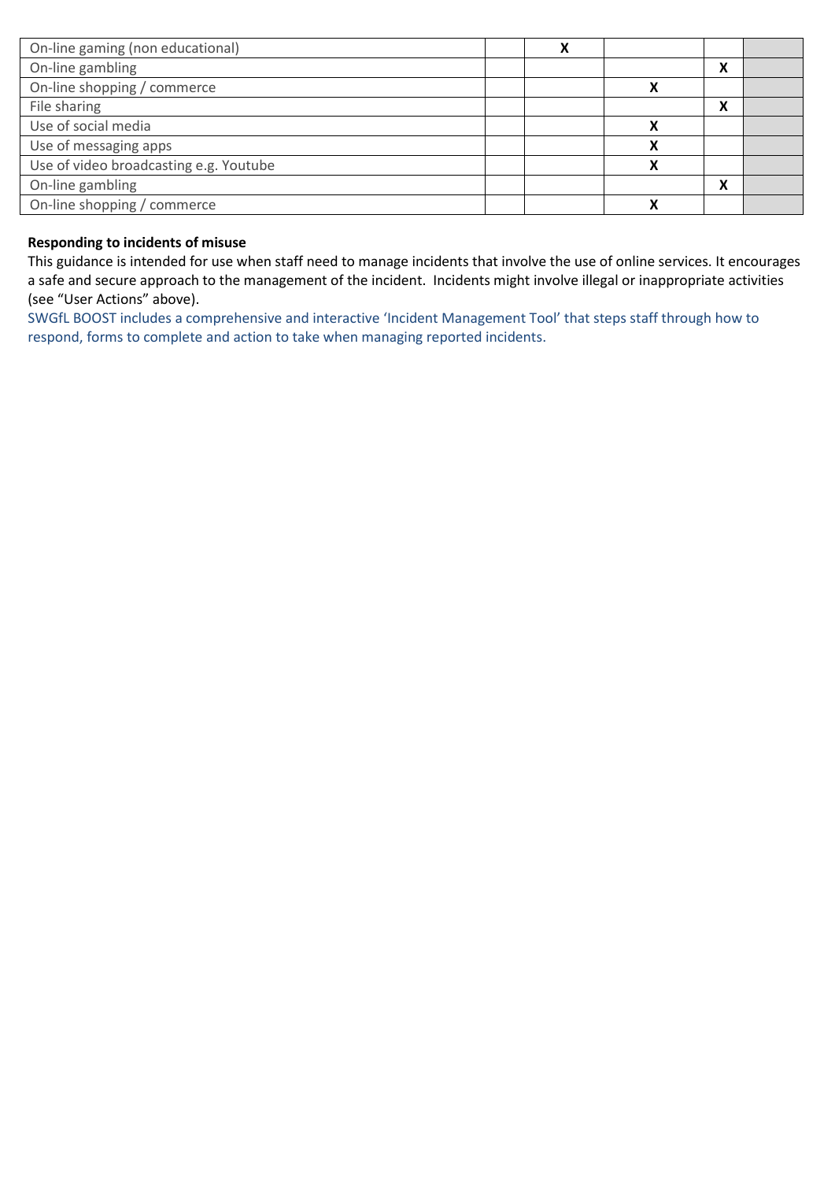| | | | | | |
|---|---|---|---|---|---|
| On-line gaming (non educational) | | X | | | |
| On-line gambling | | | | X | |
| On-line shopping / commerce | | | X | | |
| File sharing | | | | X | |
| Use of social media | | | X | | |
| Use of messaging apps | | | X | | |
| Use of video broadcasting e.g. Youtube | | | X | | |
| On-line gambling | | | | X | |
| On-line shopping / commerce | | | X | | |

**Responding to incidents of misuse**

This guidance is intended for use when staff need to manage incidents that involve the use of online services. It encourages a safe and secure approach to the management of the incident. Incidents might involve illegal or inappropriate activities (see "User Actions" above).

SWGfL BOOST includes a comprehensive and interactive 'Incident Management Tool' that steps staff through how to respond, forms to complete and action to take when managing reported incidents.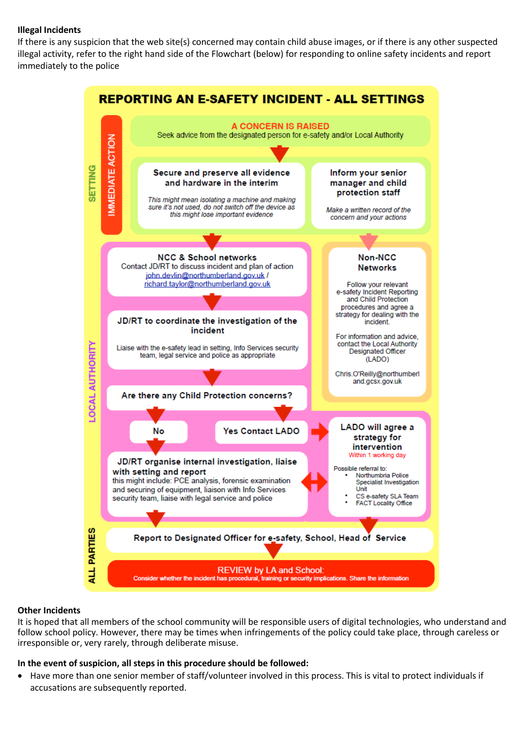**Illegal Incidents**

If there is any suspicion that the web site(s) concerned may contain child abuse images, or if there is any other suspected illegal activity, refer to the right hand side of the Flowchart (below) for responding to online safety incidents and report immediately to the police

# REPORTING AN E-SAFETY INCIDENT - ALL SETTINGS

**SETTING**

**IMMEDIATE ACTION**

**A CONCERN IS RAISED**
Seek advice from the designated person for e-safety and/or Local Authority

**Secure and preserve all evidence and hardware in the interim**

*This might mean isolating a machine and making sure it's not used, do not switch off the device as this might lose important evidence*

**Inform your senior manager and child protection staff**

*Make a written record of the concern and your actions*

**LOCAL AUTHORITY**

**NCC & School networks**
Contact JD/RT to discuss incident and plan of action
john.devlin@northumberland.gov.uk / richard.taylor@northumberland.gov.uk

**JD/RT to coordinate the investigation of the incident**

Liaise with the e-safety lead in setting, Info Services security team, legal service and police as appropriate

**Are there any Child Protection concerns?**

**No**

**Yes Contact LADO**

**JD/RT organise internal investigation, liaise with setting and report**
this might include: PCE analysis, forensic examination and securing of equipment, liaison with Info Services security team, liaise with legal service and police

**Non-NCC Networks**

Follow your relevant e-safety Incident Reporting and Child Protection procedures and agree a strategy for dealing with the incident.

For information and advice, contact the Local Authority Designated Officer (LADO)

Chris.O'Reilly@northumberland.gcsx.gov.uk

**LADO will agree a strategy for intervention**
Within 1 working day

Possible referral to:
- Northumbria Police Specialist Investigation Unit
- CS e-safety SLA Team
- FACT Locality Office

**ALL PARTIES**

**Report to Designated Officer for e-safety, School, Head of Service**

**REVIEW by LA and School:**
Consider whether the incident has procedural, training or security implications. Share the information

**Other Incidents**

It is hoped that all members of the school community will be responsible users of digital technologies, who understand and follow school policy. However, there may be times when infringements of the policy could take place, through careless or irresponsible or, very rarely, through deliberate misuse.

**In the event of suspicion, all steps in this procedure should be followed:**

- Have more than one senior member of staff/volunteer involved in this process. This is vital to protect individuals if accusations are subsequently reported.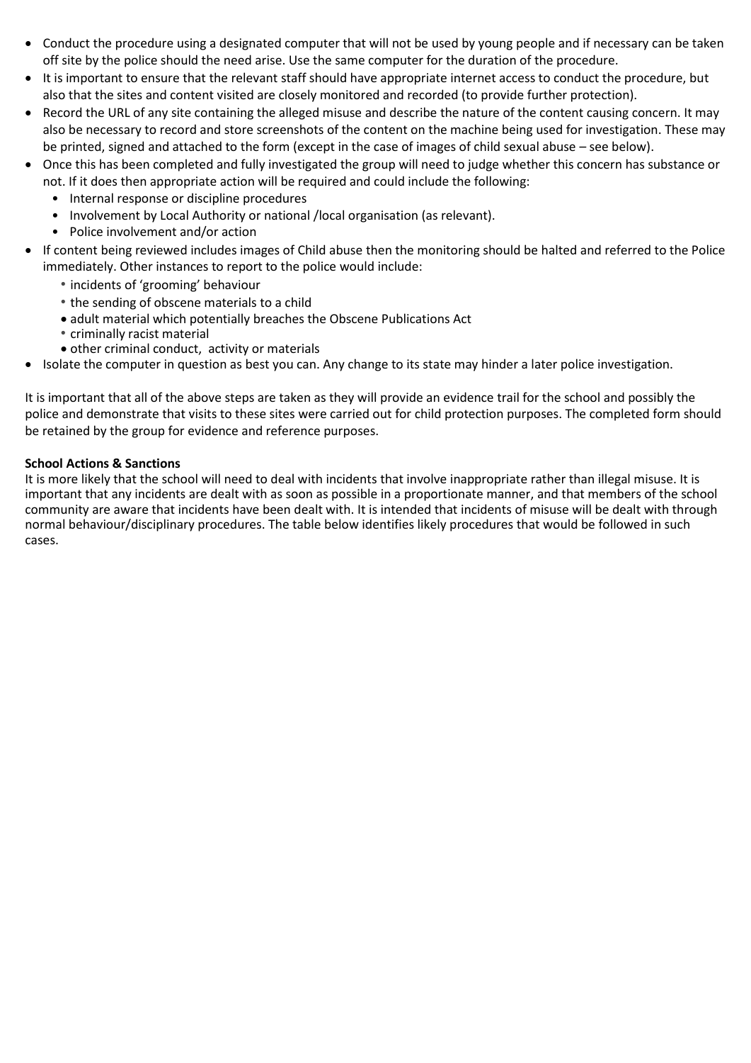- Conduct the procedure using a designated computer that will not be used by young people and if necessary can be taken off site by the police should the need arise. Use the same computer for the duration of the procedure.
- It is important to ensure that the relevant staff should have appropriate internet access to conduct the procedure, but also that the sites and content visited are closely monitored and recorded (to provide further protection).
- Record the URL of any site containing the alleged misuse and describe the nature of the content causing concern. It may also be necessary to record and store screenshots of the content on the machine being used for investigation. These may be printed, signed and attached to the form (except in the case of images of child sexual abuse – see below).
- Once this has been completed and fully investigated the group will need to judge whether this concern has substance or not. If it does then appropriate action will be required and could include the following:
  - Internal response or discipline procedures
  - Involvement by Local Authority or national /local organisation (as relevant).
  - Police involvement and/or action
- If content being reviewed includes images of Child abuse then the monitoring should be halted and referred to the Police immediately. Other instances to report to the police would include:
  - incidents of 'grooming' behaviour
  - the sending of obscene materials to a child
  - adult material which potentially breaches the Obscene Publications Act
  - criminally racist material
  - other criminal conduct, activity or materials
- Isolate the computer in question as best you can. Any change to its state may hinder a later police investigation.

It is important that all of the above steps are taken as they will provide an evidence trail for the school and possibly the police and demonstrate that visits to these sites were carried out for child protection purposes. The completed form should be retained by the group for evidence and reference purposes.

**School Actions & Sanctions**

It is more likely that the school will need to deal with incidents that involve inappropriate rather than illegal misuse. It is important that any incidents are dealt with as soon as possible in a proportionate manner, and that members of the school community are aware that incidents have been dealt with. It is intended that incidents of misuse will be dealt with through normal behaviour/disciplinary procedures. The table below identifies likely procedures that would be followed in such cases.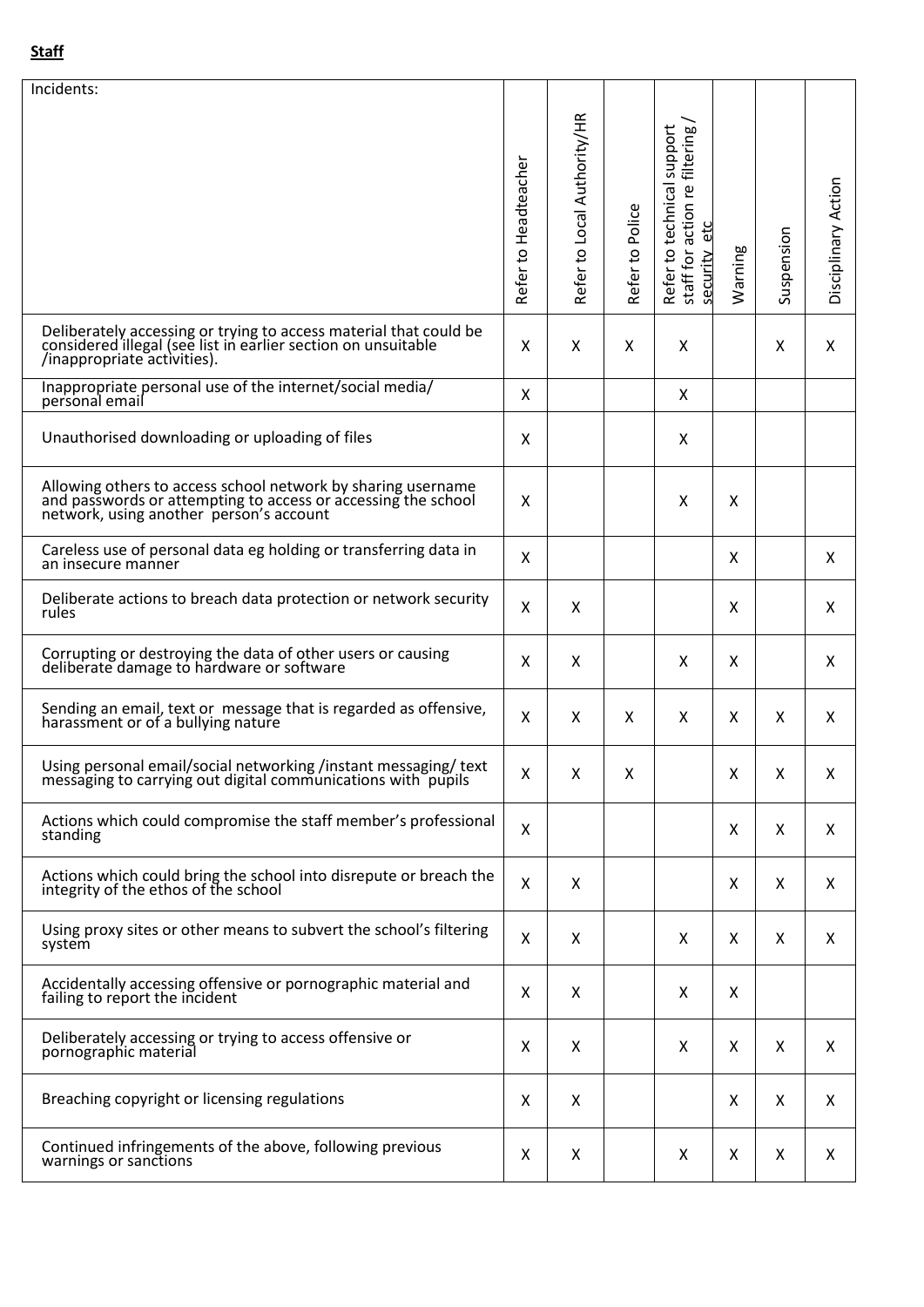**Staff**

| Incidents: | Refer to Headteacher | Refer to Local Authority/HR | Refer to Police | Refer to technical support staff for action re filtering / security etc | Warning | Suspension | Disciplinary Action |
|---|---|---|---|---|---|---|---|
| Deliberately accessing or trying to access material that could be considered illegal (see list in earlier section on unsuitable /inappropriate activities). | X | X | X | X | | X | X |
| Inappropriate personal use of the internet/social media/ personal email | X | | | X | | | |
| Unauthorised downloading or uploading of files | X | | | X | | | |
| Allowing others to access school network by sharing username and passwords or attempting to access or accessing the school network, using another person's account | X | | | X | X | | |
| Careless use of personal data eg holding or transferring data in an insecure manner | X | | | | X | | X |
| Deliberate actions to breach data protection or network security rules | X | X | | | X | | X |
| Corrupting or destroying the data of other users or causing deliberate damage to hardware or software | X | X | | X | X | | X |
| Sending an email, text or message that is regarded as offensive, harassment or of a bullying nature | X | X | X | X | X | X | X |
| Using personal email/social networking /instant messaging/ text messaging to carrying out digital communications with pupils | X | X | X | | X | X | X |
| Actions which could compromise the staff member's professional standing | X | | | | X | X | X |
| Actions which could bring the school into disrepute or breach the integrity of the ethos of the school | X | X | | | X | X | X |
| Using proxy sites or other means to subvert the school's filtering system | X | X | | X | X | X | X |
| Accidentally accessing offensive or pornographic material and failing to report the incident | X | X | | X | X | | |
| Deliberately accessing or trying to access offensive or pornographic material | X | X | | X | X | X | X |
| Breaching copyright or licensing regulations | X | X | | | X | X | X |
| Continued infringements of the above, following previous warnings or sanctions | X | X | | X | X | X | X |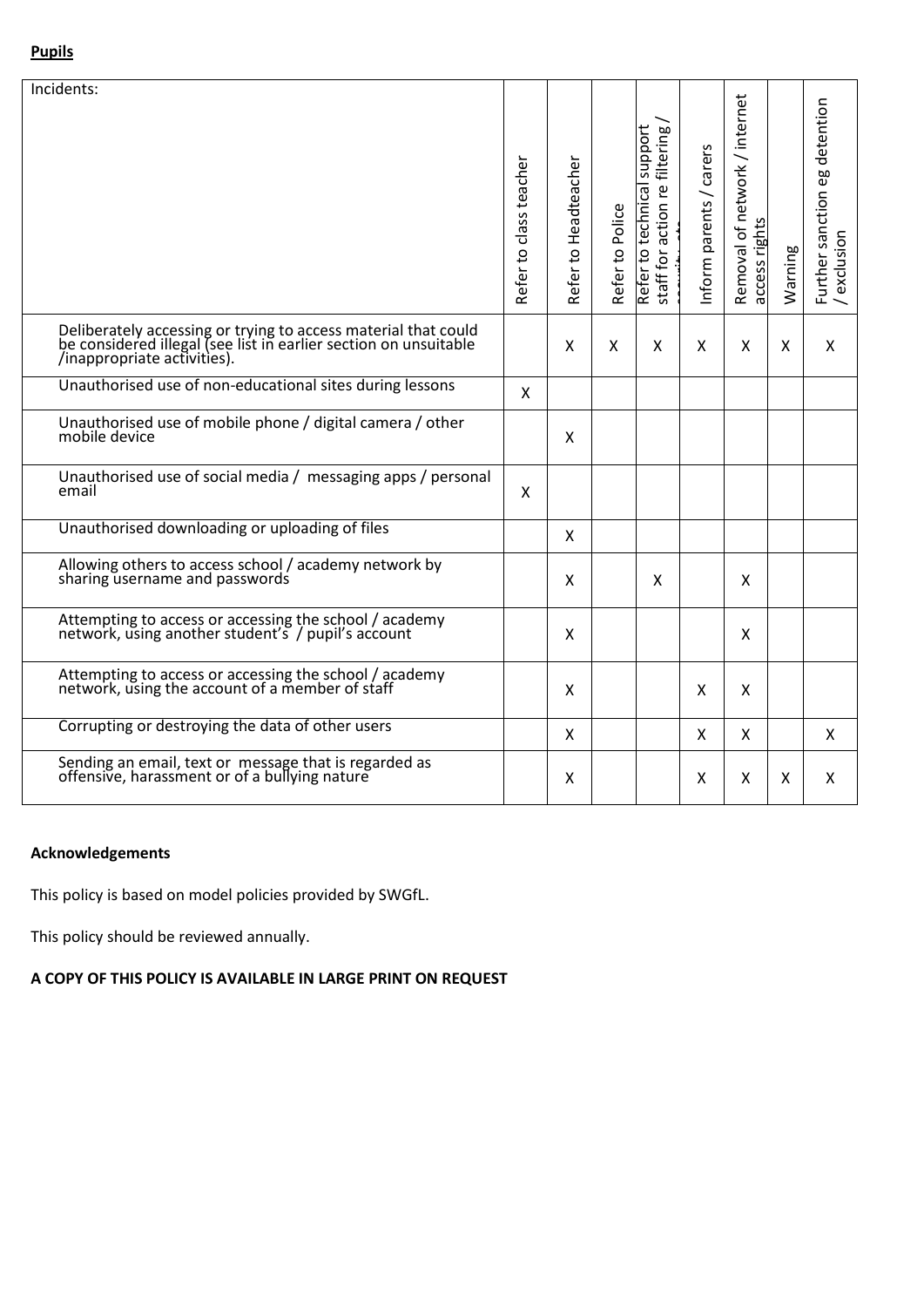**Pupils**

| Incidents: | Refer to class teacher | Refer to Headteacher | Refer to Police | Refer to technical support staff for action re filtering / security etc | Inform parents / carers | Removal of network / internet access rights | Warning | Further sanction eg detention / exclusion |
|---|---|---|---|---|---|---|---|---|
| Deliberately accessing or trying to access material that could be considered illegal (see list in earlier section on unsuitable /inappropriate activities). | | X | X | X | X | X | X | X |
| Unauthorised use of non-educational sites during lessons | X | | | | | | | |
| Unauthorised use of mobile phone / digital camera / other mobile device | | X | | | | | | |
| Unauthorised use of social media / messaging apps / personal email | X | | | | | | | |
| Unauthorised downloading or uploading of files | | X | | | | | | |
| Allowing others to access school / academy network by sharing username and passwords | | X | | X | | X | | |
| Attempting to access or accessing the school / academy network, using another student's / pupil's account | | X | | | | X | | |
| Attempting to access or accessing the school / academy network, using the account of a member of staff | | X | | | X | X | | |
| Corrupting or destroying the data of other users | | X | | | X | X | | X |
| Sending an email, text or message that is regarded as offensive, harassment or of a bullying nature | | X | | | X | X | X | X |

**Acknowledgements**

This policy is based on model policies provided by SWGfL.

This policy should be reviewed annually.

**A COPY OF THIS POLICY IS AVAILABLE IN LARGE PRINT ON REQUEST**